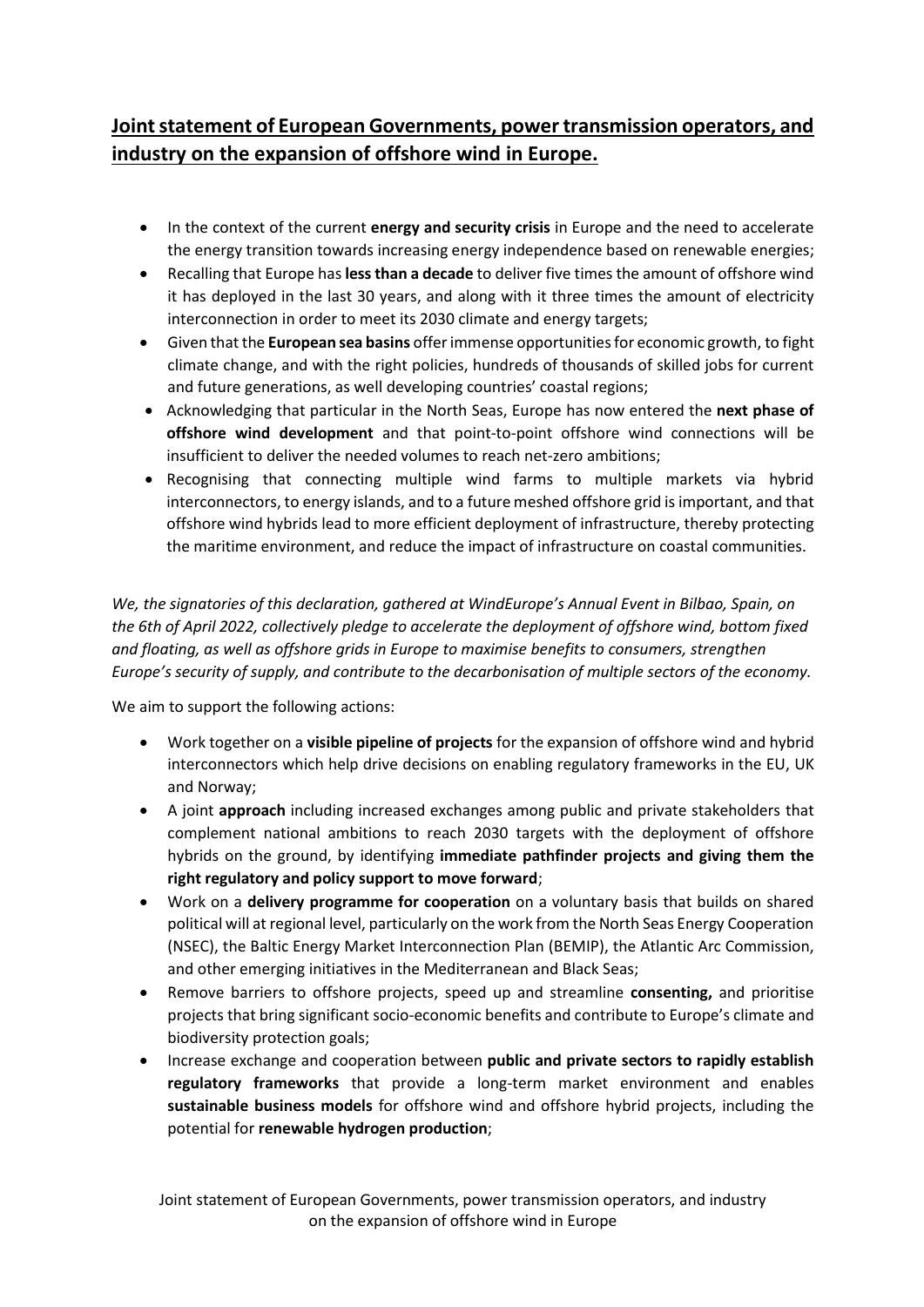# Joint statement of European Governments, power transmission operators, and industry on the expansion of offshore wind in Europe.

- In the context of the current **energy and security crisis** in Europe and the need to accelerate the energy transition towards increasing energy independence based on renewable energies;
- Recalling that Europe has **less than a decade** to deliver five times the amount of offshore wind it has deployed in the last 30 years, and along with it three times the amount of electricity interconnection in order to meet its 2030 climate and energy targets;
- Given that the **European sea basins** offer immense opportunities for economic growth, to fight climate change, and with the right policies, hundreds of thousands of skilled jobs for current and future generations, as well developing countries' coastal regions;
- Acknowledging that particular in the North Seas, Europe has now entered the **next phase of offshore wind development** and that point-to-point offshore wind connections will be insufficient to deliver the needed volumes to reach net-zero ambitions;
- Recognising that connecting multiple wind farms to multiple markets via hybrid interconnectors, to energy islands, and to a future meshed offshore grid is important, and that offshore wind hybrids lead to more efficient deployment of infrastructure, thereby protecting the maritime environment, and reduce the impact of infrastructure on coastal communities.

*We, the signatories of this declaration, gathered at WindEurope's Annual Event in Bilbao, Spain, on the 6th of April 2022, collectively pledge to accelerate the deployment of offshore wind, bottom fixed and floating, as well as offshore grids in Europe to maximise benefits to consumers, strengthen Europe's security of supply, and contribute to the decarbonisation of multiple sectors of the economy.*

We aim to support the following actions:

- Work together on a **visible pipeline of projects** for the expansion of offshore wind and hybrid interconnectors which help drive decisions on enabling regulatory frameworks in the EU, UK and Norway;
- A joint **approach** including increased exchanges among public and private stakeholders that complement national ambitions to reach 2030 targets with the deployment of offshore hybrids on the ground, by identifying **immediate pathfinder projects and giving them the right regulatory and policy support to move forward**;
- Work on a **delivery programme for cooperation** on a voluntary basis that builds on shared political will at regional level, particularly on the work from the North Seas Energy Cooperation (NSEC), the Baltic Energy Market Interconnection Plan (BEMIP), the Atlantic Arc Commission, and other emerging initiatives in the Mediterranean and Black Seas;
- Remove barriers to offshore projects, speed up and streamline **consenting,** and prioritise projects that bring significant socio-economic benefits and contribute to Europe's climate and biodiversity protection goals;
- Increase exchange and cooperation between **public and private sectors to rapidly establish regulatory frameworks** that provide a long-term market environment and enables **sustainable business models** for offshore wind and offshore hybrid projects, including the potential for **renewable hydrogen production**;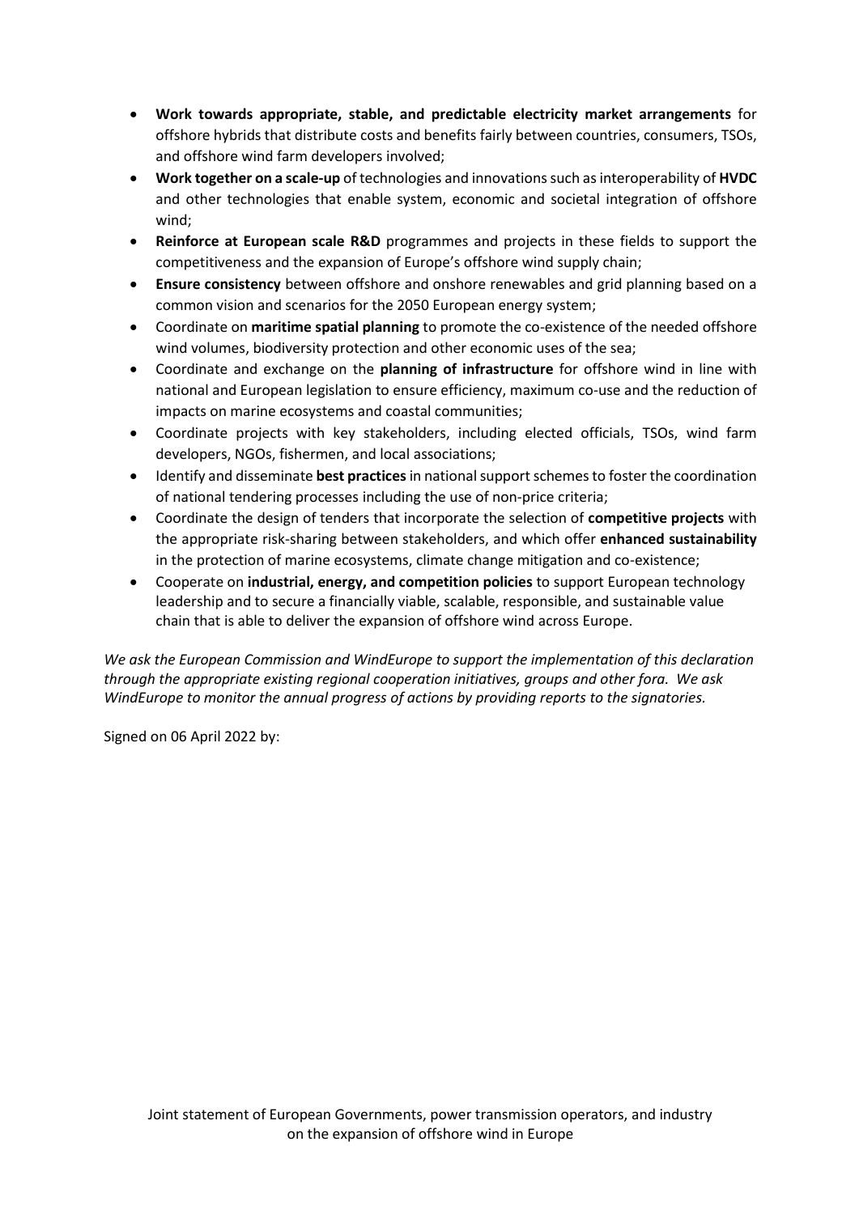- **Work towards appropriate, stable, and predictable electricity market arrangements** for offshore hybrids that distribute costs and benefits fairly between countries, consumers, TSOs, and offshore wind farm developers involved;
- **Work together on a scale-up** of technologies and innovations such as interoperability of **HVDC** and other technologies that enable system, economic and societal integration of offshore wind;
- **Reinforce at European scale R&D** programmes and projects in these fields to support the competitiveness and the expansion of Europe's offshore wind supply chain;
- **Ensure consistency** between offshore and onshore renewables and grid planning based on a common vision and scenarios for the 2050 European energy system;
- Coordinate on **maritime spatial planning** to promote the co-existence of the needed offshore wind volumes, biodiversity protection and other economic uses of the sea;
- Coordinate and exchange on the **planning of infrastructure** for offshore wind in line with national and European legislation to ensure efficiency, maximum co-use and the reduction of impacts on marine ecosystems and coastal communities;
- Coordinate projects with key stakeholders, including elected officials, TSOs, wind farm developers, NGOs, fishermen, and local associations;
- Identify and disseminate **best practices** in national support schemes to foster the coordination of national tendering processes including the use of non-price criteria;
- Coordinate the design of tenders that incorporate the selection of **competitive projects** with the appropriate risk-sharing between stakeholders, and which offer **enhanced sustainability** in the protection of marine ecosystems, climate change mitigation and co-existence;
- Cooperate on **industrial, energy, and competition policies** to support European technology leadership and to secure a financially viable, scalable, responsible, and sustainable value chain that is able to deliver the expansion of offshore wind across Europe.

*We ask the European Commission and WindEurope to support the implementation of this declaration through the appropriate existing regional cooperation initiatives, groups and other fora. We ask WindEurope to monitor the annual progress of actions by providing reports to the signatories.*

Signed on 06 April 2022 by: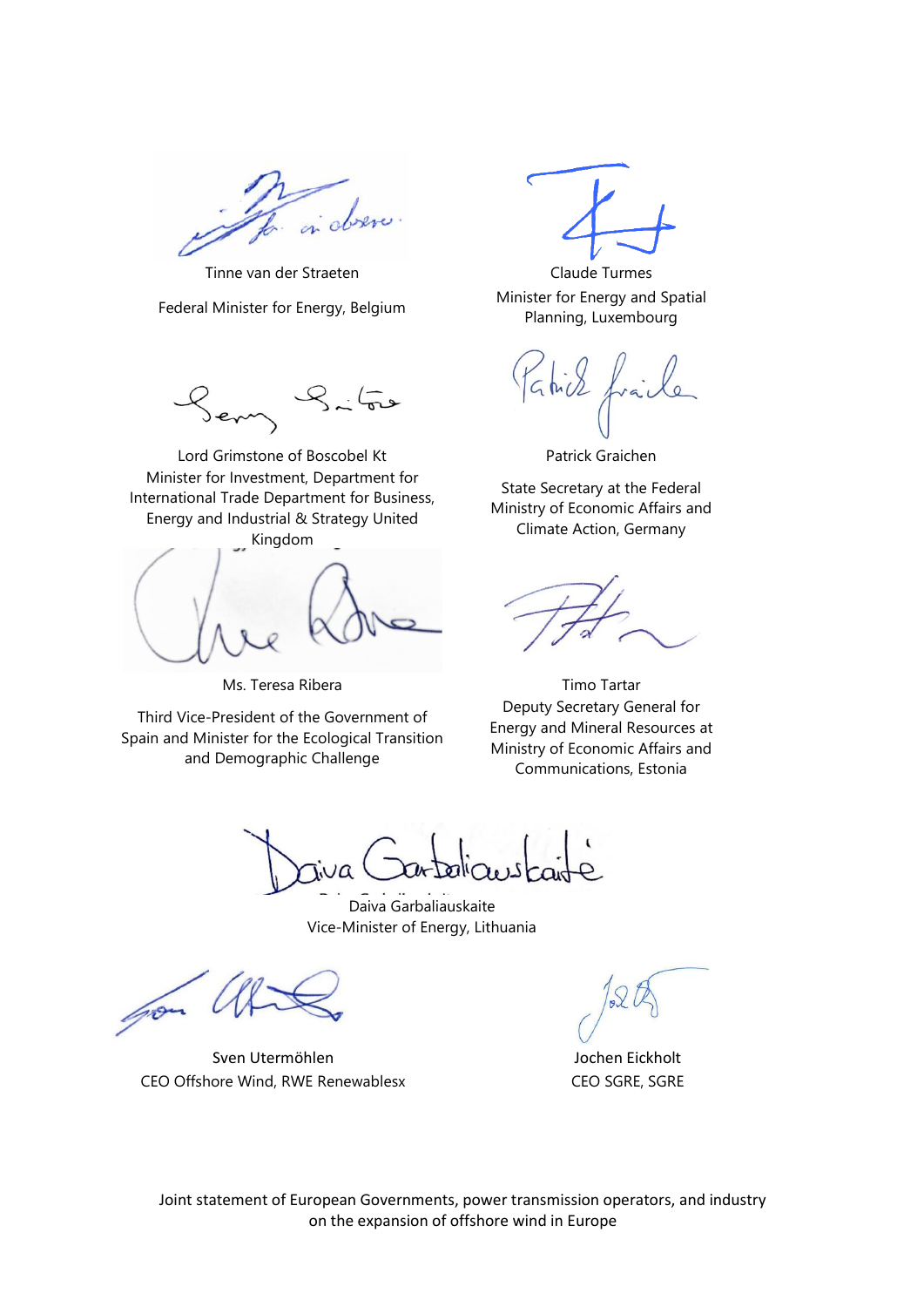Tinne van der Straeten

Federal Minister for Energy, Belgium

Claude Turmes

Minister for Energy and Spatial Planning, Luxembourg

Lord Grimstone of Boscobel Kt

Minister for Investment, Department for International Trade Department for Business, Energy and Industrial & Strategy United Kingdom

Patrick Graichen

State Secretary at the Federal Ministry of Economic Affairs and Climate Action, Germany

Ms. Teresa Ribera

Third Vice-President of the Government of Spain and Minister for the Ecological Transition and Demographic Challenge

Timo Tartar

Deputy Secretary General for Energy and Mineral Resources at Ministry of Economic Affairs and Communications, Estonia

Daiva Garbaliauskaite

Vice-Minister of Energy, Lithuania

Sven Utermöhlen

CEO Offshore Wind, RWE Renewablesx

Jochen Eickholt

CEO SGRE, SGRE

Joint statement of European Governments, power transmission operators, and industry on the expansion of offshore wind in Europe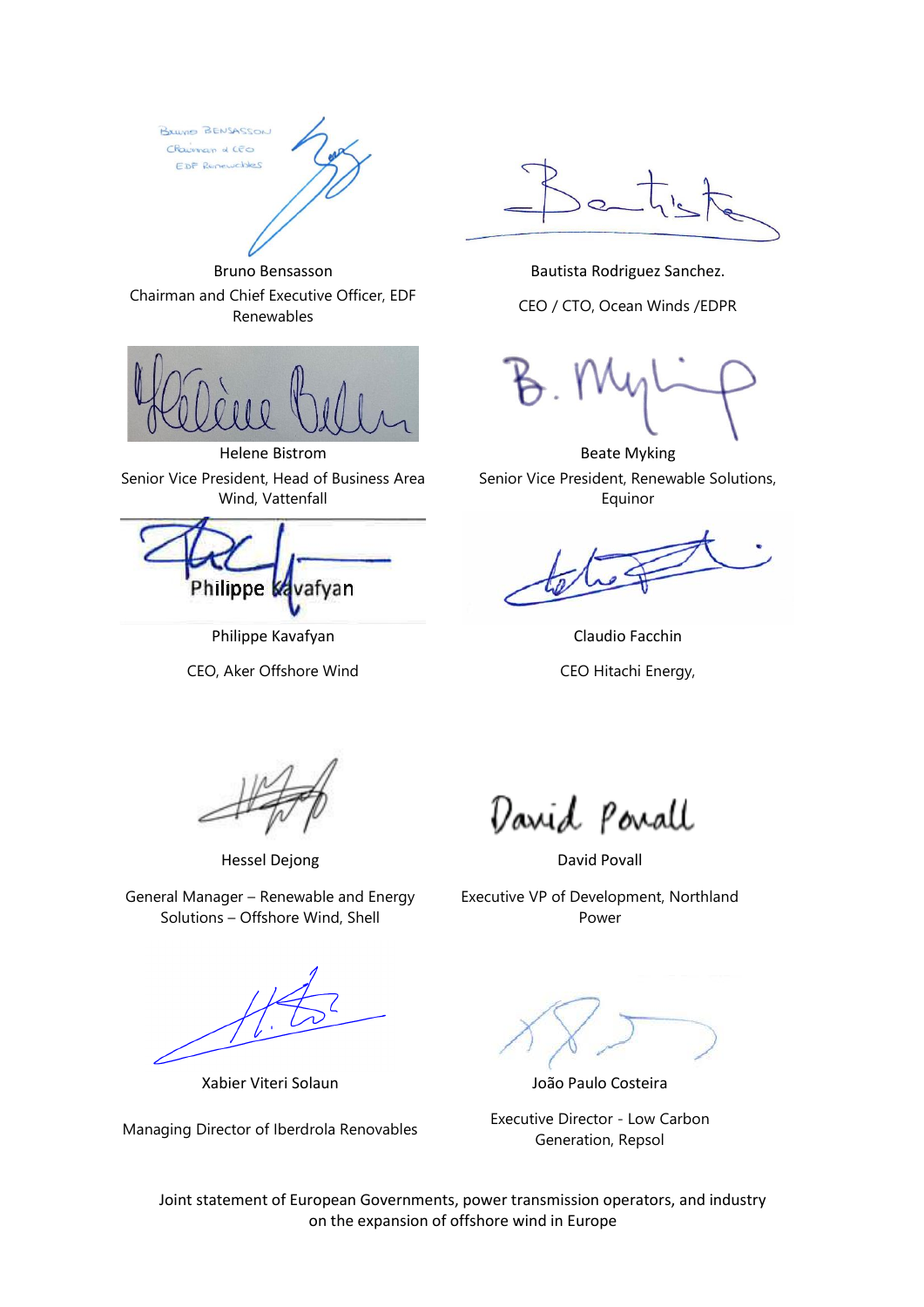Bruno Bensasson
Chairman and Chief Executive Officer, EDF Renewables

Bautista Rodriguez Sanchez.
CEO / CTO, Ocean Winds /EDPR

Helene Bistrom
Senior Vice President, Head of Business Area Wind, Vattenfall

Beate Myking
Senior Vice President, Renewable Solutions, Equinor

Philippe Kavafyan
CEO, Aker Offshore Wind

Claudio Facchin
CEO Hitachi Energy,

Hessel Dejong
General Manager – Renewable and Energy Solutions – Offshore Wind, Shell

David Povall
Executive VP of Development, Northland Power

Xabier Viteri Solaun
Managing Director of Iberdrola Renovables

João Paulo Costeira
Executive Director - Low Carbon Generation, Repsol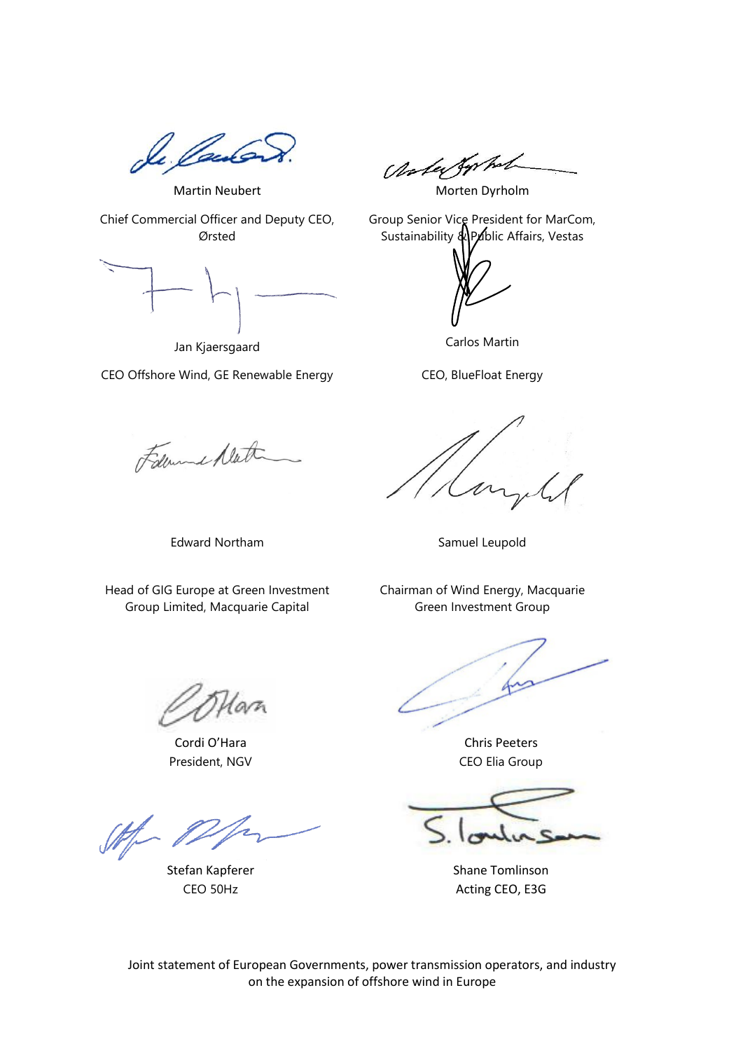Martin Neubert

Chief Commercial Officer and Deputy CEO, Ørsted

Morten Dyrholm

Group Senior Vice President for MarCom, Sustainability & Public Affairs, Vestas

Jan Kjaersgaard

CEO Offshore Wind, GE Renewable Energy

Carlos Martin

CEO, BlueFloat Energy

Edward Northam

Head of GIG Europe at Green Investment Group Limited, Macquarie Capital

Samuel Leupold

Chairman of Wind Energy, Macquarie Green Investment Group

Cordi O'Hara
President, NGV

Chris Peeters
CEO Elia Group

Stefan Kapferer
CEO 50Hz

Shane Tomlinson
Acting CEO, E3G

Joint statement of European Governments, power transmission operators, and industry on the expansion of offshore wind in Europe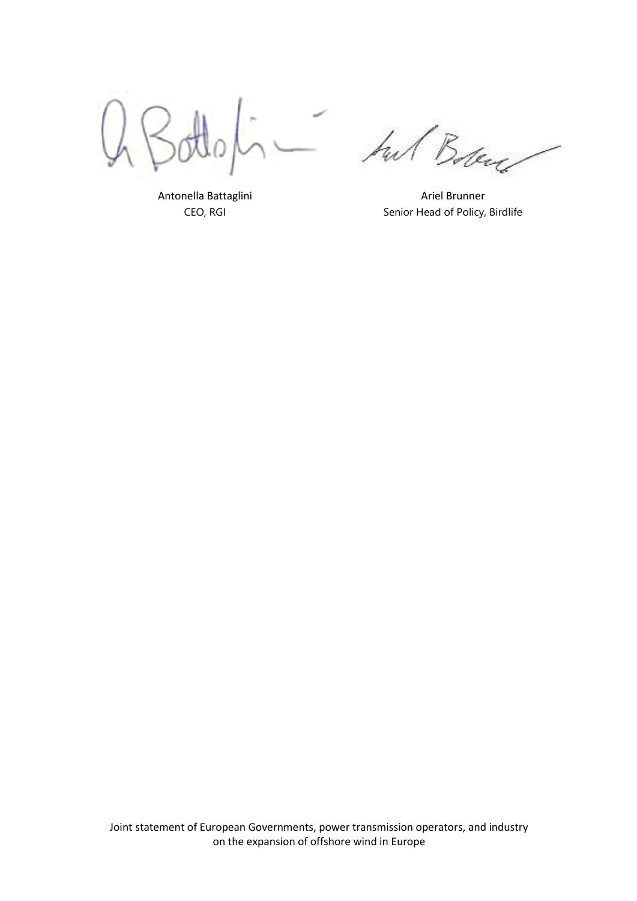Antonella Battaglini
CEO, RGI

Ariel Brunner
Senior Head of Policy, Birdlife

Joint statement of European Governments, power transmission operators, and industry on the expansion of offshore wind in Europe